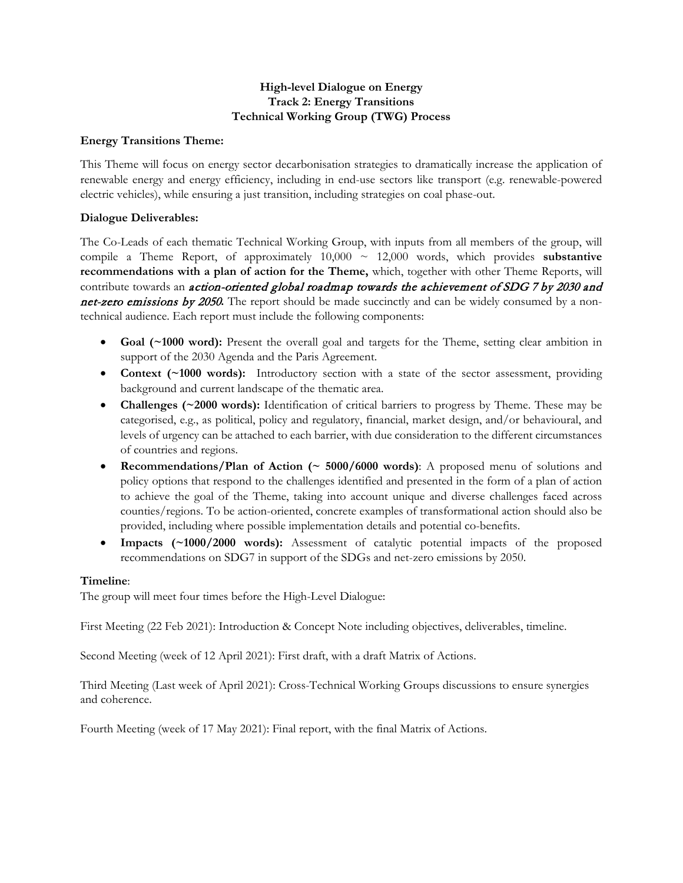# High-level Dialogue on Energy
## Track 2: Energy Transitions
## Technical Working Group (TWG) Process

**Energy Transitions Theme:**

This Theme will focus on energy sector decarbonisation strategies to dramatically increase the application of renewable energy and energy efficiency, including in end-use sectors like transport (e.g. renewable-powered electric vehicles), while ensuring a just transition, including strategies on coal phase-out.

**Dialogue Deliverables:**

The Co-Leads of each thematic Technical Working Group, with inputs from all members of the group, will compile a Theme Report, of approximately 10,000 ~ 12,000 words, which provides **substantive recommendations with a plan of action for the Theme,** which, together with other Theme Reports, will contribute towards an ***action-oriented global roadmap towards the achievement of SDG 7 by 2030 and net-zero emissions by 2050.*** The report should be made succinctly and can be widely consumed by a non-technical audience. Each report must include the following components:

- **Goal (~1000 word):** Present the overall goal and targets for the Theme, setting clear ambition in support of the 2030 Agenda and the Paris Agreement.
- **Context (~1000 words):** Introductory section with a state of the sector assessment, providing background and current landscape of the thematic area.
- **Challenges (~2000 words):** Identification of critical barriers to progress by Theme. These may be categorised, e.g., as political, policy and regulatory, financial, market design, and/or behavioural, and levels of urgency can be attached to each barrier, with due consideration to the different circumstances of countries and regions.
- **Recommendations/Plan of Action (~ 5000/6000 words)**: A proposed menu of solutions and policy options that respond to the challenges identified and presented in the form of a plan of action to achieve the goal of the Theme, taking into account unique and diverse challenges faced across counties/regions. To be action-oriented, concrete examples of transformational action should also be provided, including where possible implementation details and potential co-benefits.
- **Impacts (~1000/2000 words):** Assessment of catalytic potential impacts of the proposed recommendations on SDG7 in support of the SDGs and net-zero emissions by 2050.

**Timeline**:

The group will meet four times before the High-Level Dialogue:

First Meeting (22 Feb 2021): Introduction & Concept Note including objectives, deliverables, timeline.

Second Meeting (week of 12 April 2021): First draft, with a draft Matrix of Actions.

Third Meeting (Last week of April 2021): Cross-Technical Working Groups discussions to ensure synergies and coherence.

Fourth Meeting (week of 17 May 2021): Final report, with the final Matrix of Actions.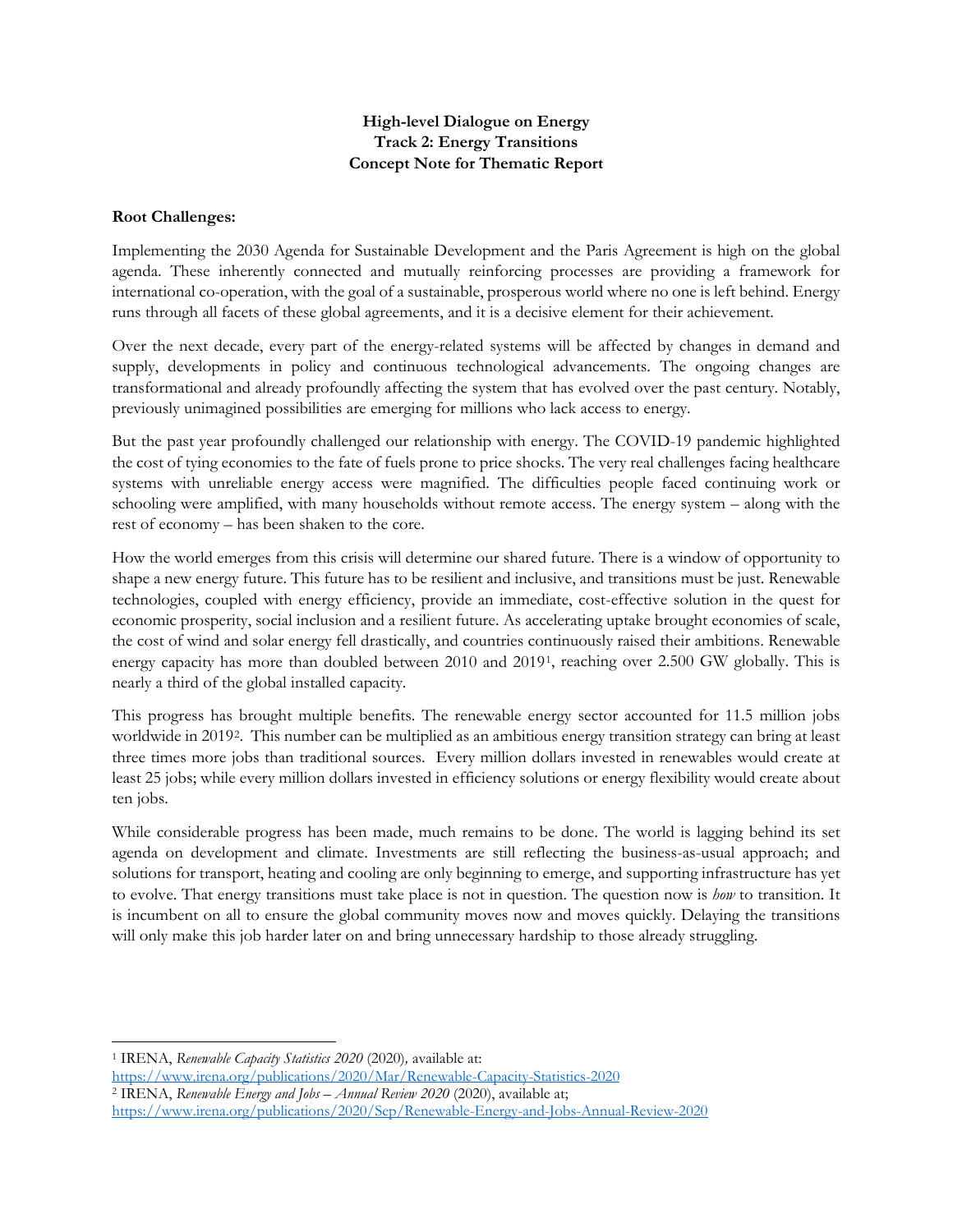**High-level Dialogue on Energy**
**Track 2: Energy Transitions**
**Concept Note for Thematic Report**

**Root Challenges:**

Implementing the 2030 Agenda for Sustainable Development and the Paris Agreement is high on the global agenda. These inherently connected and mutually reinforcing processes are providing a framework for international co-operation, with the goal of a sustainable, prosperous world where no one is left behind. Energy runs through all facets of these global agreements, and it is a decisive element for their achievement.

Over the next decade, every part of the energy-related systems will be affected by changes in demand and supply, developments in policy and continuous technological advancements. The ongoing changes are transformational and already profoundly affecting the system that has evolved over the past century. Notably, previously unimagined possibilities are emerging for millions who lack access to energy.

But the past year profoundly challenged our relationship with energy. The COVID-19 pandemic highlighted the cost of tying economies to the fate of fuels prone to price shocks. The very real challenges facing healthcare systems with unreliable energy access were magnified. The difficulties people faced continuing work or schooling were amplified, with many households without remote access. The energy system – along with the rest of economy – has been shaken to the core.

How the world emerges from this crisis will determine our shared future. There is a window of opportunity to shape a new energy future. This future has to be resilient and inclusive, and transitions must be just. Renewable technologies, coupled with energy efficiency, provide an immediate, cost-effective solution in the quest for economic prosperity, social inclusion and a resilient future. As accelerating uptake brought economies of scale, the cost of wind and solar energy fell drastically, and countries continuously raised their ambitions. Renewable energy capacity has more than doubled between 2010 and 2019[1], reaching over 2.500 GW globally. This is nearly a third of the global installed capacity.

This progress has brought multiple benefits. The renewable energy sector accounted for 11.5 million jobs worldwide in 2019[2]. This number can be multiplied as an ambitious energy transition strategy can bring at least three times more jobs than traditional sources. Every million dollars invested in renewables would create at least 25 jobs; while every million dollars invested in efficiency solutions or energy flexibility would create about ten jobs.

While considerable progress has been made, much remains to be done. The world is lagging behind its set agenda on development and climate. Investments are still reflecting the business-as-usual approach; and solutions for transport, heating and cooling are only beginning to emerge, and supporting infrastructure has yet to evolve. That energy transitions must take place is not in question. The question now is *how* to transition. It is incumbent on all to ensure the global community moves now and moves quickly. Delaying the transitions will only make this job harder later on and bring unnecessary hardship to those already struggling.

---

[1] IRENA, *Renewable Capacity Statistics 2020* (2020), available at: https://www.irena.org/publications/2020/Mar/Renewable-Capacity-Statistics-2020

[2] IRENA, *Renewable Energy and Jobs – Annual Review 2020* (2020), available at; https://www.irena.org/publications/2020/Sep/Renewable-Energy-and-Jobs-Annual-Review-2020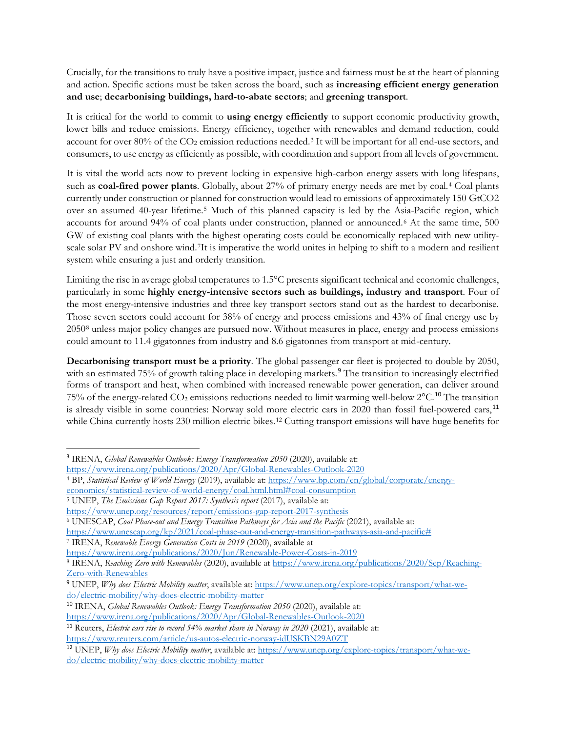Crucially, for the transitions to truly have a positive impact, justice and fairness must be at the heart of planning and action. Specific actions must be taken across the board, such as **increasing efficient energy generation and use**; **decarbonising buildings, hard-to-abate sectors**; and **greening transport**.

It is critical for the world to commit to **using energy efficiently** to support economic productivity growth, lower bills and reduce emissions. Energy efficiency, together with renewables and demand reduction, could account for over 80% of the $CO_2$ emission reductions needed.[3] It will be important for all end-use sectors, and consumers, to use energy as efficiently as possible, with coordination and support from all levels of government.

It is vital the world acts now to prevent locking in expensive high-carbon energy assets with long lifespans, such as **coal-fired power plants**. Globally, about 27% of primary energy needs are met by coal.[4] Coal plants currently under construction or planned for construction would lead to emissions of approximately 150 GtCO2 over an assumed 40-year lifetime.[5] Much of this planned capacity is led by the Asia-Pacific region, which accounts for around 94% of coal plants under construction, planned or announced.[6] At the same time, 500 GW of existing coal plants with the highest operating costs could be economically replaced with new utility-scale solar PV and onshore wind.[7]It is imperative the world unites in helping to shift to a modern and resilient system while ensuring a just and orderly transition.

Limiting the rise in average global temperatures to 1.5°C presents significant technical and economic challenges, particularly in some **highly energy-intensive sectors such as buildings, industry and transport**. Four of the most energy-intensive industries and three key transport sectors stand out as the hardest to decarbonise. Those seven sectors could account for 38% of energy and process emissions and 43% of final energy use by 2050[8] unless major policy changes are pursued now. Without measures in place, energy and process emissions could amount to 11.4 gigatonnes from industry and 8.6 gigatonnes from transport at mid-century.

**Decarbonising transport must be a priority**. The global passenger car fleet is projected to double by 2050, with an estimated 75% of growth taking place in developing markets.[9] The transition to increasingly electrified forms of transport and heat, when combined with increased renewable power generation, can deliver around 75% of the energy-related $CO_2$ emissions reductions needed to limit warming well-below 2°C.[10] The transition is already visible in some countries: Norway sold more electric cars in 2020 than fossil fuel-powered cars,[11] while China currently hosts 230 million electric bikes.[12] Cutting transport emissions will have huge benefits for

---

[3] IRENA, *Global Renewables Outlook: Energy Transformation 2050* (2020), available at: https://www.irena.org/publications/2020/Apr/Global-Renewables-Outlook-2020

[4] BP, *Statistical Review of World Energy* (2019), available at: https://www.bp.com/en/global/corporate/energy-economics/statistical-review-of-world-energy/coal.html.html#coal-consumption

[5] UNEP, *The Emissions Gap Report 2017: Synthesis report* (2017), available at: https://www.unep.org/resources/report/emissions-gap-report-2017-synthesis

[6] UNESCAP, *Coal Phase-out and Energy Transition Pathways for Asia and the Pacific* (2021), available at: https://www.unescap.org/kp/2021/coal-phase-out-and-energy-transition-pathways-asia-and-pacific#

[7] IRENA, *Renewable Energy Generation Costs in 2019* (2020), available at https://www.irena.org/publications/2020/Jun/Renewable-Power-Costs-in-2019

[8] IRENA, *Reaching Zero with Renewables* (2020), available at https://www.irena.org/publications/2020/Sep/Reaching-Zero-with-Renewables

[9] UNEP, *Why does Electric Mobility matter*, available at: https://www.unep.org/explore-topics/transport/what-we-do/electric-mobility/why-does-electric-mobility-matter

[10] IRENA, *Global Renewables Outlook: Energy Transformation 2050* (2020), available at: https://www.irena.org/publications/2020/Apr/Global-Renewables-Outlook-2020

[11] Reuters, *Electric cars rise to record 54% market share in Norway in 2020* (2021), available at: https://www.reuters.com/article/us-autos-electric-norway-idUSKBN29A0ZT

[12] UNEP, *Why does Electric Mobility matter*, available at: https://www.unep.org/explore-topics/transport/what-we-do/electric-mobility/why-does-electric-mobility-matter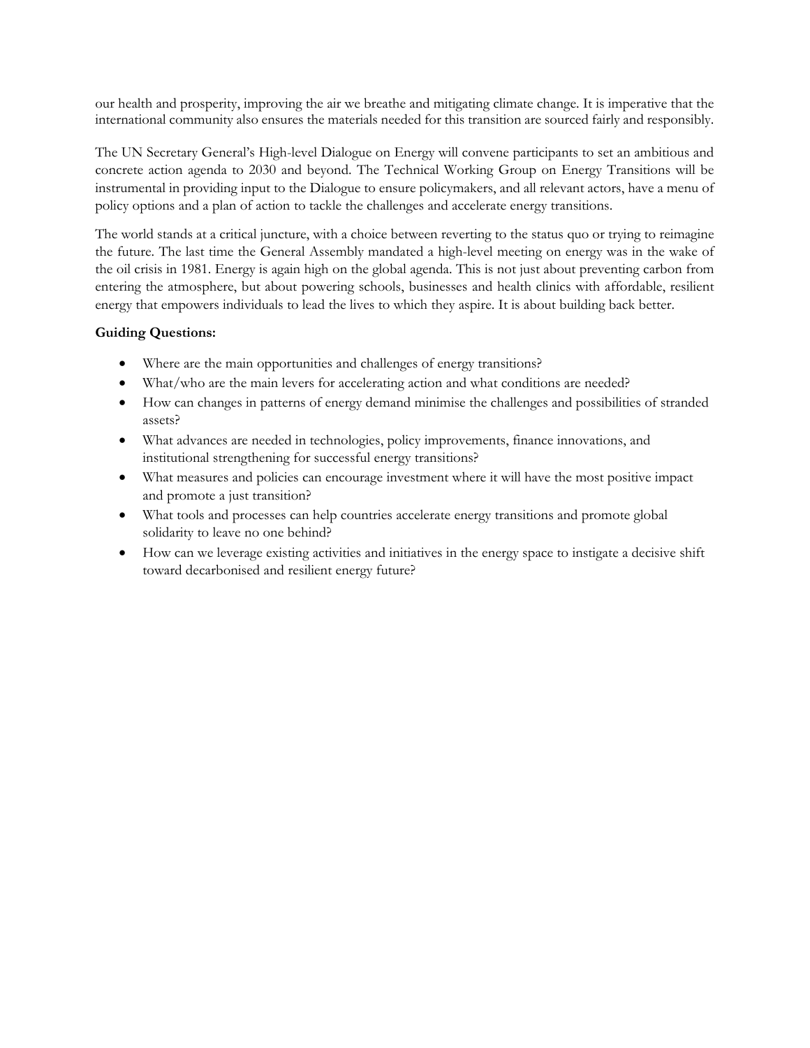our health and prosperity, improving the air we breathe and mitigating climate change. It is imperative that the international community also ensures the materials needed for this transition are sourced fairly and responsibly.

The UN Secretary General's High-level Dialogue on Energy will convene participants to set an ambitious and concrete action agenda to 2030 and beyond. The Technical Working Group on Energy Transitions will be instrumental in providing input to the Dialogue to ensure policymakers, and all relevant actors, have a menu of policy options and a plan of action to tackle the challenges and accelerate energy transitions.

The world stands at a critical juncture, with a choice between reverting to the status quo or trying to reimagine the future. The last time the General Assembly mandated a high-level meeting on energy was in the wake of the oil crisis in 1981. Energy is again high on the global agenda. This is not just about preventing carbon from entering the atmosphere, but about powering schools, businesses and health clinics with affordable, resilient energy that empowers individuals to lead the lives to which they aspire. It is about building back better.

**Guiding Questions:**

- Where are the main opportunities and challenges of energy transitions?
- What/who are the main levers for accelerating action and what conditions are needed?
- How can changes in patterns of energy demand minimise the challenges and possibilities of stranded assets?
- What advances are needed in technologies, policy improvements, finance innovations, and institutional strengthening for successful energy transitions?
- What measures and policies can encourage investment where it will have the most positive impact and promote a just transition?
- What tools and processes can help countries accelerate energy transitions and promote global solidarity to leave no one behind?
- How can we leverage existing activities and initiatives in the energy space to instigate a decisive shift toward decarbonised and resilient energy future?